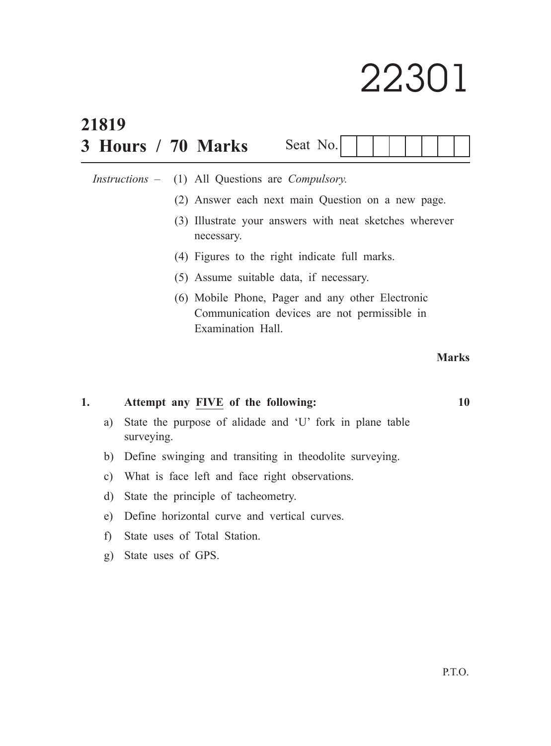# 22301

**21819**

**3 Hours / 70 Marks** Seat No.

*Instructions* – (1) All Questions are *Compulsory.*

(2) Answer each next main Question on a new page.

(3) Illustrate your answers with neat sketches wherever necessary.

(4) Figures to the right indicate full marks.

(5) Assume suitable data, if necessary.

(6) Mobile Phone, Pager and any other Electronic Communication devices are not permissible in Examination Hall.

**Marks**

**1. Attempt any FIVE of the following: 10**

a) State the purpose of alidade and 'U' fork in plane table surveying.

b) Define swinging and transiting in theodolite surveying.

c) What is face left and face right observations.

d) State the principle of tacheometry.

e) Define horizontal curve and vertical curves.

f) State uses of Total Station.

g) State uses of GPS.

P.T.O.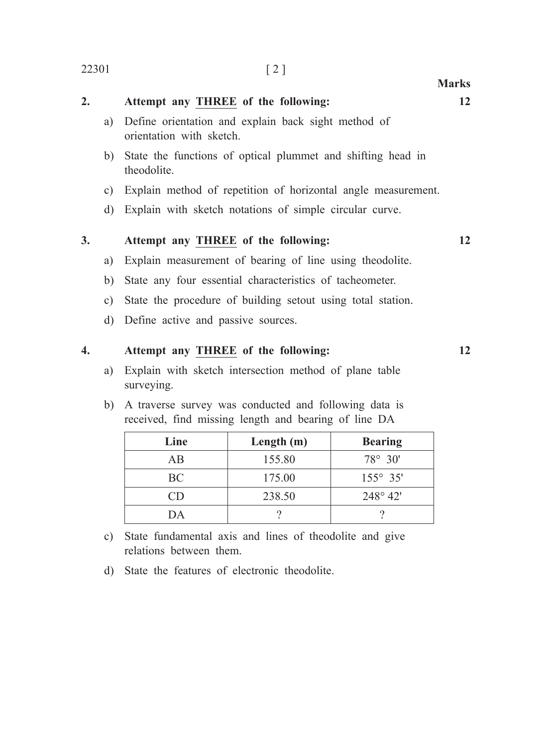**Marks**

**2. Attempt any THREE of the following: 12**

a) Define orientation and explain back sight method of orientation with sketch.

b) State the functions of optical plummet and shifting head in theodolite.

c) Explain method of repetition of horizontal angle measurement.

d) Explain with sketch notations of simple circular curve.

**3. Attempt any THREE of the following: 12**

a) Explain measurement of bearing of line using theodolite.

b) State any four essential characteristics of tacheometer.

c) State the procedure of building setout using total station.

d) Define active and passive sources.

**4. Attempt any THREE of the following: 12**

a) Explain with sketch intersection method of plane table surveying.

b) A traverse survey was conducted and following data is received, find missing length and bearing of line DA

| Line | Length (m) | Bearing |
|---|---|---|
| AB | 155.80 | 78° 30' |
| BC | 175.00 | 155° 35' |
| CD | 238.50 | 248° 42' |
| DA | ? | ? |

c) State fundamental axis and lines of theodolite and give relations between them.

d) State the features of electronic theodolite.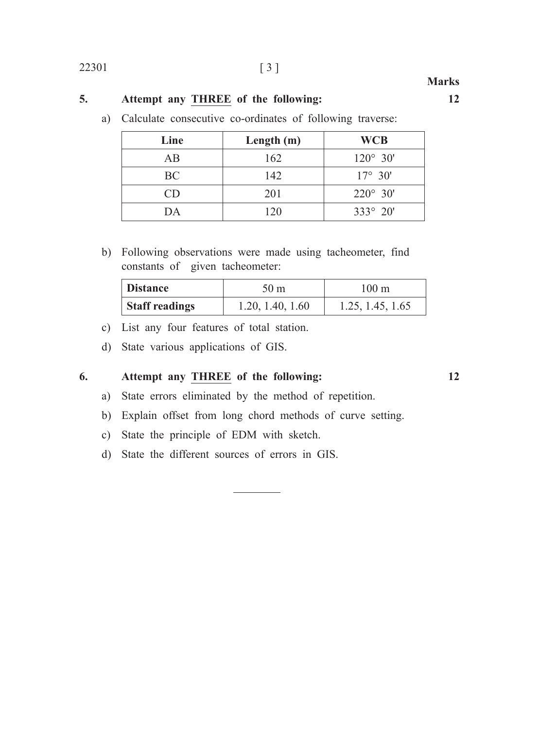**Marks**

**5. Attempt any THREE of the following: 12**

a) Calculate consecutive co-ordinates of following traverse:

| Line | Length (m) | WCB |
|---|---|---|
| AB | 162 | 120° 30' |
| BC | 142 | 17° 30' |
| CD | 201 | 220° 30' |
| DA | 120 | 333° 20' |

b) Following observations were made using tacheometer, find constants of given tacheometer:

| **Distance** | 50 m | 100 m |
|---|---|---|
| **Staff readings** | 1.20, 1.40, 1.60 | 1.25, 1.45, 1.65 |

c) List any four features of total station.

d) State various applications of GIS.

**6. Attempt any THREE of the following: 12**

a) State errors eliminated by the method of repetition.

b) Explain offset from long chord methods of curve setting.

c) State the principle of EDM with sketch.

d) State the different sources of errors in GIS.